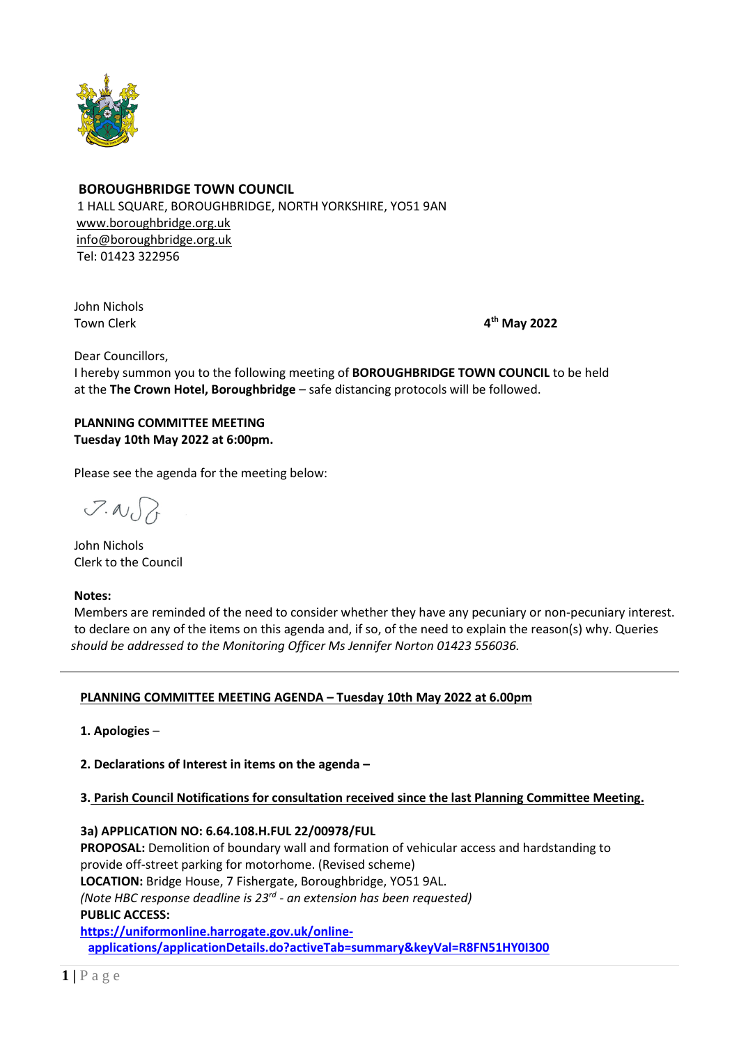**BOROUGHBRIDGE TOWN COUNCIL**
1 HALL SQUARE, BOROUGHBRIDGE, NORTH YORKSHIRE, YO51 9AN
www.boroughbridge.org.uk
info@boroughbridge.org.uk
Tel: 01423 322956

John Nichols
Town Clerk

**4th May 2022**

Dear Councillors,
I hereby summon you to the following meeting of **BOROUGHBRIDGE TOWN COUNCIL** to be held at the **The Crown Hotel, Boroughbridge** – safe distancing protocols will be followed.

**PLANNING COMMITTEE MEETING**
**Tuesday 10th May 2022 at 6:00pm.**

Please see the agenda for the meeting below:

John Nichols
Clerk to the Council

**Notes:**
Members are reminded of the need to consider whether they have any pecuniary or non-pecuniary interest. to declare on any of the items on this agenda and, if so, of the need to explain the reason(s) why. Queries *should be addressed to the Monitoring Officer Ms Jennifer Norton 01423 556036.*

---

**PLANNING COMMITTEE MEETING AGENDA – Tuesday 10th May 2022 at 6.00pm**

**1. Apologies** –

**2. Declarations of Interest in items on the agenda –**

**3. Parish Council Notifications for consultation received since the last Planning Committee Meeting.**

**3a) APPLICATION NO: 6.64.108.H.FUL 22/00978/FUL**
**PROPOSAL:** Demolition of boundary wall and formation of vehicular access and hardstanding to provide off-street parking for motorhome. (Revised scheme)
**LOCATION:** Bridge House, 7 Fishergate, Boroughbridge, YO51 9AL.
*(Note HBC response deadline is 23rd - an extension has been requested)*
**PUBLIC ACCESS:**
**https://uniformonline.harrogate.gov.uk/online-applications/applicationDetails.do?activeTab=summary&keyVal=R8FN51HY0I300**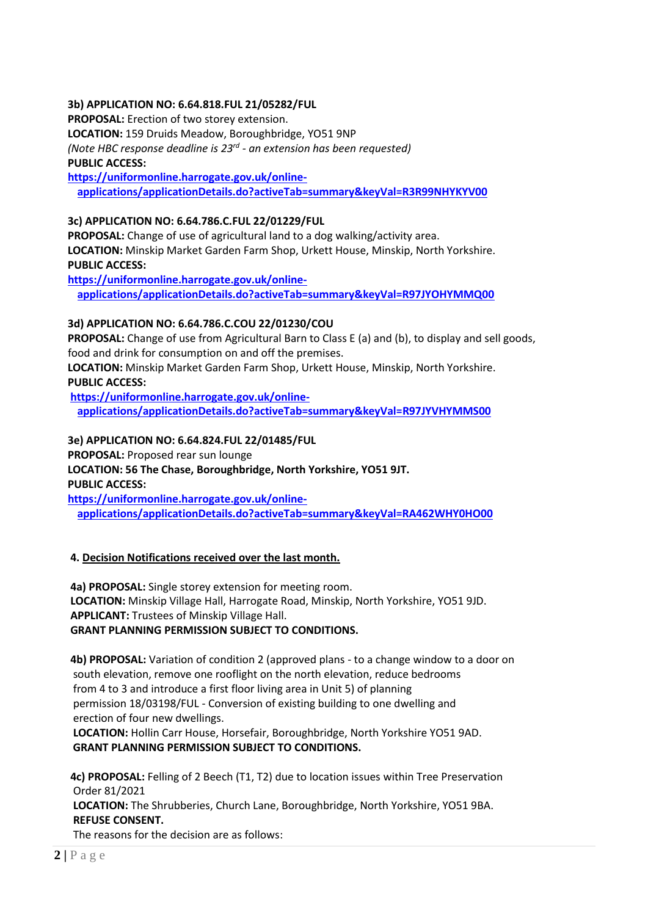**3b) APPLICATION NO: 6.64.818.FUL 21/05282/FUL**
**PROPOSAL:** Erection of two storey extension.
**LOCATION:** 159 Druids Meadow, Boroughbridge, YO51 9NP
*(Note HBC response deadline is 23rd - an extension has been requested)*
**PUBLIC ACCESS:**
[https://uniformonline.harrogate.gov.uk/online-applications/applicationDetails.do?activeTab=summary&keyVal=R3R99NHYKYV00](https://uniformonline.harrogate.gov.uk/online-applications/applicationDetails.do?activeTab=summary&keyVal=R3R99NHYKYV00)

**3c) APPLICATION NO: 6.64.786.C.FUL 22/01229/FUL**
**PROPOSAL:** Change of use of agricultural land to a dog walking/activity area.
**LOCATION:** Minskip Market Garden Farm Shop, Urkett House, Minskip, North Yorkshire.
**PUBLIC ACCESS:**
[https://uniformonline.harrogate.gov.uk/online-applications/applicationDetails.do?activeTab=summary&keyVal=R97JYOHYMMQ00](https://uniformonline.harrogate.gov.uk/online-applications/applicationDetails.do?activeTab=summary&keyVal=R97JYOHYMMQ00)

**3d) APPLICATION NO: 6.64.786.C.COU 22/01230/COU**
**PROPOSAL:** Change of use from Agricultural Barn to Class E (a) and (b), to display and sell goods, food and drink for consumption on and off the premises.
**LOCATION:** Minskip Market Garden Farm Shop, Urkett House, Minskip, North Yorkshire.
**PUBLIC ACCESS:**
[https://uniformonline.harrogate.gov.uk/online-applications/applicationDetails.do?activeTab=summary&keyVal=R97JYVHYMMS00](https://uniformonline.harrogate.gov.uk/online-applications/applicationDetails.do?activeTab=summary&keyVal=R97JYVHYMMS00)

**3e) APPLICATION NO: 6.64.824.FUL 22/01485/FUL**
**PROPOSAL:** Proposed rear sun lounge
**LOCATION: 56 The Chase, Boroughbridge, North Yorkshire, YO51 9JT.**
**PUBLIC ACCESS:**
[https://uniformonline.harrogate.gov.uk/online-applications/applicationDetails.do?activeTab=summary&keyVal=RA462WHY0HO00](https://uniformonline.harrogate.gov.uk/online-applications/applicationDetails.do?activeTab=summary&keyVal=RA462WHY0HO00)

**4. Decision Notifications received over the last month.**

**4a) PROPOSAL:** Single storey extension for meeting room.
**LOCATION:** Minskip Village Hall, Harrogate Road, Minskip, North Yorkshire, YO51 9JD.
**APPLICANT:** Trustees of Minskip Village Hall.
**GRANT PLANNING PERMISSION SUBJECT TO CONDITIONS.**

**4b) PROPOSAL:** Variation of condition 2 (approved plans - to a change window to a door on south elevation, remove one rooflight on the north elevation, reduce bedrooms from 4 to 3 and introduce a first floor living area in Unit 5) of planning permission 18/03198/FUL - Conversion of existing building to one dwelling and erection of four new dwellings.
**LOCATION:** Hollin Carr House, Horsefair, Boroughbridge, North Yorkshire YO51 9AD.
**GRANT PLANNING PERMISSION SUBJECT TO CONDITIONS.**

**4c) PROPOSAL:** Felling of 2 Beech (T1, T2) due to location issues within Tree Preservation Order 81/2021
**LOCATION:** The Shrubberies, Church Lane, Boroughbridge, North Yorkshire, YO51 9BA.
**REFUSE CONSENT.**
The reasons for the decision are as follows: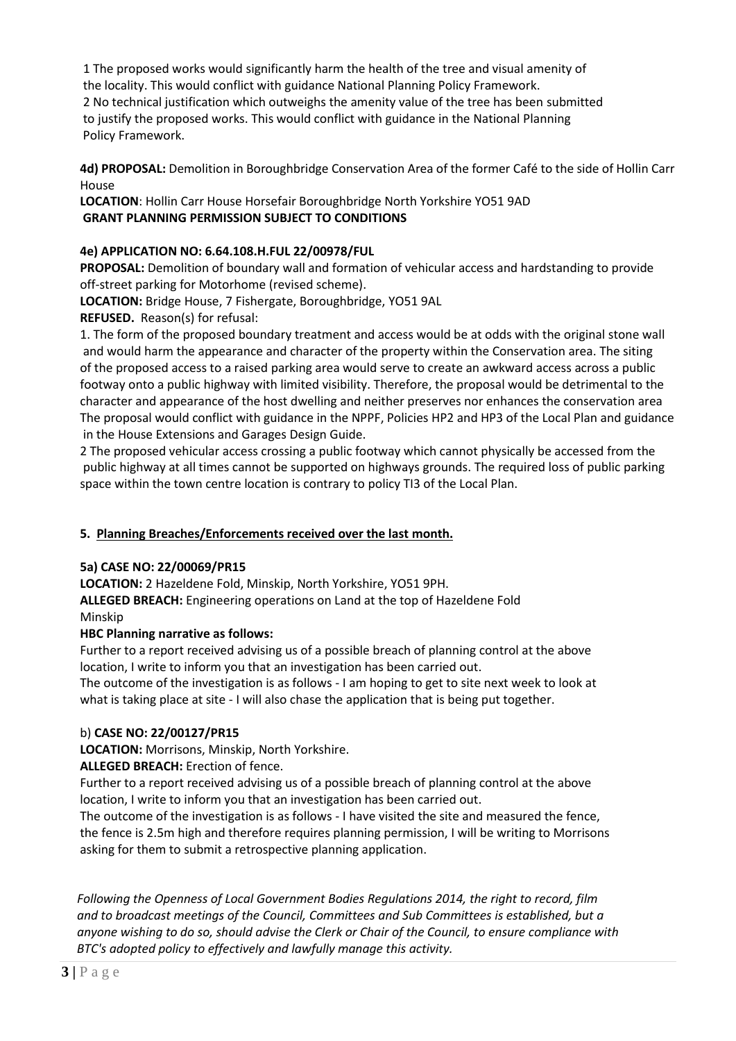1 The proposed works would significantly harm the health of the tree and visual amenity of the locality. This would conflict with guidance National Planning Policy Framework.
2 No technical justification which outweighs the amenity value of the tree has been submitted to justify the proposed works. This would conflict with guidance in the National Planning Policy Framework.

**4d) PROPOSAL:** Demolition in Boroughbridge Conservation Area of the former Café to the side of Hollin Carr House
**LOCATION**: Hollin Carr House Horsefair Boroughbridge North Yorkshire YO51 9AD
**GRANT PLANNING PERMISSION SUBJECT TO CONDITIONS**

**4e) APPLICATION NO: 6.64.108.H.FUL 22/00978/FUL**
**PROPOSAL:** Demolition of boundary wall and formation of vehicular access and hardstanding to provide off-street parking for Motorhome (revised scheme).
**LOCATION:** Bridge House, 7 Fishergate, Boroughbridge, YO51 9AL
**REFUSED.** Reason(s) for refusal:

1. The form of the proposed boundary treatment and access would be at odds with the original stone wall and would harm the appearance and character of the property within the Conservation area. The siting of the proposed access to a raised parking area would serve to create an awkward access across a public footway onto a public highway with limited visibility. Therefore, the proposal would be detrimental to the character and appearance of the host dwelling and neither preserves nor enhances the conservation area The proposal would conflict with guidance in the NPPF, Policies HP2 and HP3 of the Local Plan and guidance in the House Extensions and Garages Design Guide.

2 The proposed vehicular access crossing a public footway which cannot physically be accessed from the public highway at all times cannot be supported on highways grounds. The required loss of public parking space within the town centre location is contrary to policy TI3 of the Local Plan.

**5. Planning Breaches/Enforcements received over the last month.**

**5a) CASE NO: 22/00069/PR15**
**LOCATION:** 2 Hazeldene Fold, Minskip, North Yorkshire, YO51 9PH.
**ALLEGED BREACH:** Engineering operations on Land at the top of Hazeldene Fold Minskip
**HBC Planning narrative as follows:**
Further to a report received advising us of a possible breach of planning control at the above location, I write to inform you that an investigation has been carried out.
The outcome of the investigation is as follows - I am hoping to get to site next week to look at what is taking place at site - I will also chase the application that is being put together.

b) **CASE NO: 22/00127/PR15**
**LOCATION:** Morrisons, Minskip, North Yorkshire.
**ALLEGED BREACH:** Erection of fence.
Further to a report received advising us of a possible breach of planning control at the above location, I write to inform you that an investigation has been carried out.
The outcome of the investigation is as follows - I have visited the site and measured the fence, the fence is 2.5m high and therefore requires planning permission, I will be writing to Morrisons asking for them to submit a retrospective planning application.

*Following the Openness of Local Government Bodies Regulations 2014, the right to record, film and to broadcast meetings of the Council, Committees and Sub Committees is established, but a anyone wishing to do so, should advise the Clerk or Chair of the Council, to ensure compliance with BTC's adopted policy to effectively and lawfully manage this activity.*